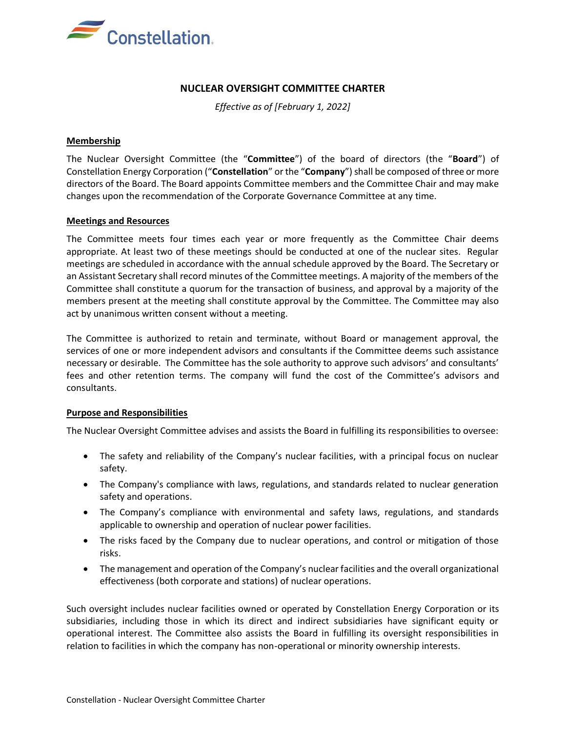# NUCLEAR OVERSIGHT COMMITTEE CHARTER

*Effective as of [February 1, 2022]*

## Membership

The Nuclear Oversight Committee (the "**Committee**") of the board of directors (the "**Board**") of Constellation Energy Corporation ("**Constellation**" or the "**Company**") shall be composed of three or more directors of the Board. The Board appoints Committee members and the Committee Chair and may make changes upon the recommendation of the Corporate Governance Committee at any time.

## Meetings and Resources

The Committee meets four times each year or more frequently as the Committee Chair deems appropriate. At least two of these meetings should be conducted at one of the nuclear sites. Regular meetings are scheduled in accordance with the annual schedule approved by the Board. The Secretary or an Assistant Secretary shall record minutes of the Committee meetings. A majority of the members of the Committee shall constitute a quorum for the transaction of business, and approval by a majority of the members present at the meeting shall constitute approval by the Committee. The Committee may also act by unanimous written consent without a meeting.

The Committee is authorized to retain and terminate, without Board or management approval, the services of one or more independent advisors and consultants if the Committee deems such assistance necessary or desirable. The Committee has the sole authority to approve such advisors' and consultants' fees and other retention terms. The company will fund the cost of the Committee's advisors and consultants.

## Purpose and Responsibilities

The Nuclear Oversight Committee advises and assists the Board in fulfilling its responsibilities to oversee:

- The safety and reliability of the Company's nuclear facilities, with a principal focus on nuclear safety.
- The Company's compliance with laws, regulations, and standards related to nuclear generation safety and operations.
- The Company's compliance with environmental and safety laws, regulations, and standards applicable to ownership and operation of nuclear power facilities.
- The risks faced by the Company due to nuclear operations, and control or mitigation of those risks.
- The management and operation of the Company's nuclear facilities and the overall organizational effectiveness (both corporate and stations) of nuclear operations.

Such oversight includes nuclear facilities owned or operated by Constellation Energy Corporation or its subsidiaries, including those in which its direct and indirect subsidiaries have significant equity or operational interest. The Committee also assists the Board in fulfilling its oversight responsibilities in relation to facilities in which the company has non-operational or minority ownership interests.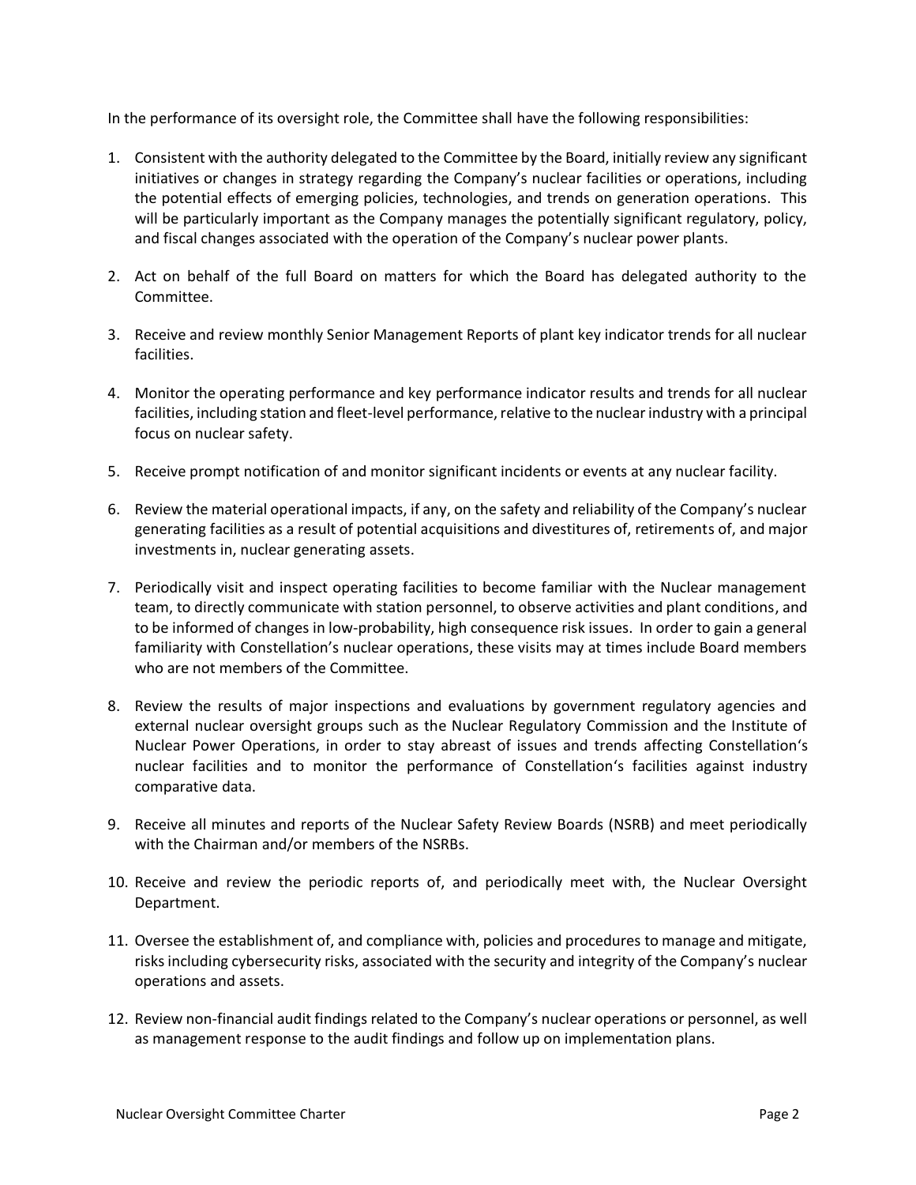In the performance of its oversight role, the Committee shall have the following responsibilities:

1. Consistent with the authority delegated to the Committee by the Board, initially review any significant initiatives or changes in strategy regarding the Company's nuclear facilities or operations, including the potential effects of emerging policies, technologies, and trends on generation operations. This will be particularly important as the Company manages the potentially significant regulatory, policy, and fiscal changes associated with the operation of the Company's nuclear power plants.

2. Act on behalf of the full Board on matters for which the Board has delegated authority to the Committee.

3. Receive and review monthly Senior Management Reports of plant key indicator trends for all nuclear facilities.

4. Monitor the operating performance and key performance indicator results and trends for all nuclear facilities, including station and fleet-level performance, relative to the nuclear industry with a principal focus on nuclear safety.

5. Receive prompt notification of and monitor significant incidents or events at any nuclear facility.

6. Review the material operational impacts, if any, on the safety and reliability of the Company's nuclear generating facilities as a result of potential acquisitions and divestitures of, retirements of, and major investments in, nuclear generating assets.

7. Periodically visit and inspect operating facilities to become familiar with the Nuclear management team, to directly communicate with station personnel, to observe activities and plant conditions, and to be informed of changes in low-probability, high consequence risk issues. In order to gain a general familiarity with Constellation's nuclear operations, these visits may at times include Board members who are not members of the Committee.

8. Review the results of major inspections and evaluations by government regulatory agencies and external nuclear oversight groups such as the Nuclear Regulatory Commission and the Institute of Nuclear Power Operations, in order to stay abreast of issues and trends affecting Constellation's nuclear facilities and to monitor the performance of Constellation's facilities against industry comparative data.

9. Receive all minutes and reports of the Nuclear Safety Review Boards (NSRB) and meet periodically with the Chairman and/or members of the NSRBs.

10. Receive and review the periodic reports of, and periodically meet with, the Nuclear Oversight Department.

11. Oversee the establishment of, and compliance with, policies and procedures to manage and mitigate, risks including cybersecurity risks, associated with the security and integrity of the Company's nuclear operations and assets.

12. Review non-financial audit findings related to the Company's nuclear operations or personnel, as well as management response to the audit findings and follow up on implementation plans.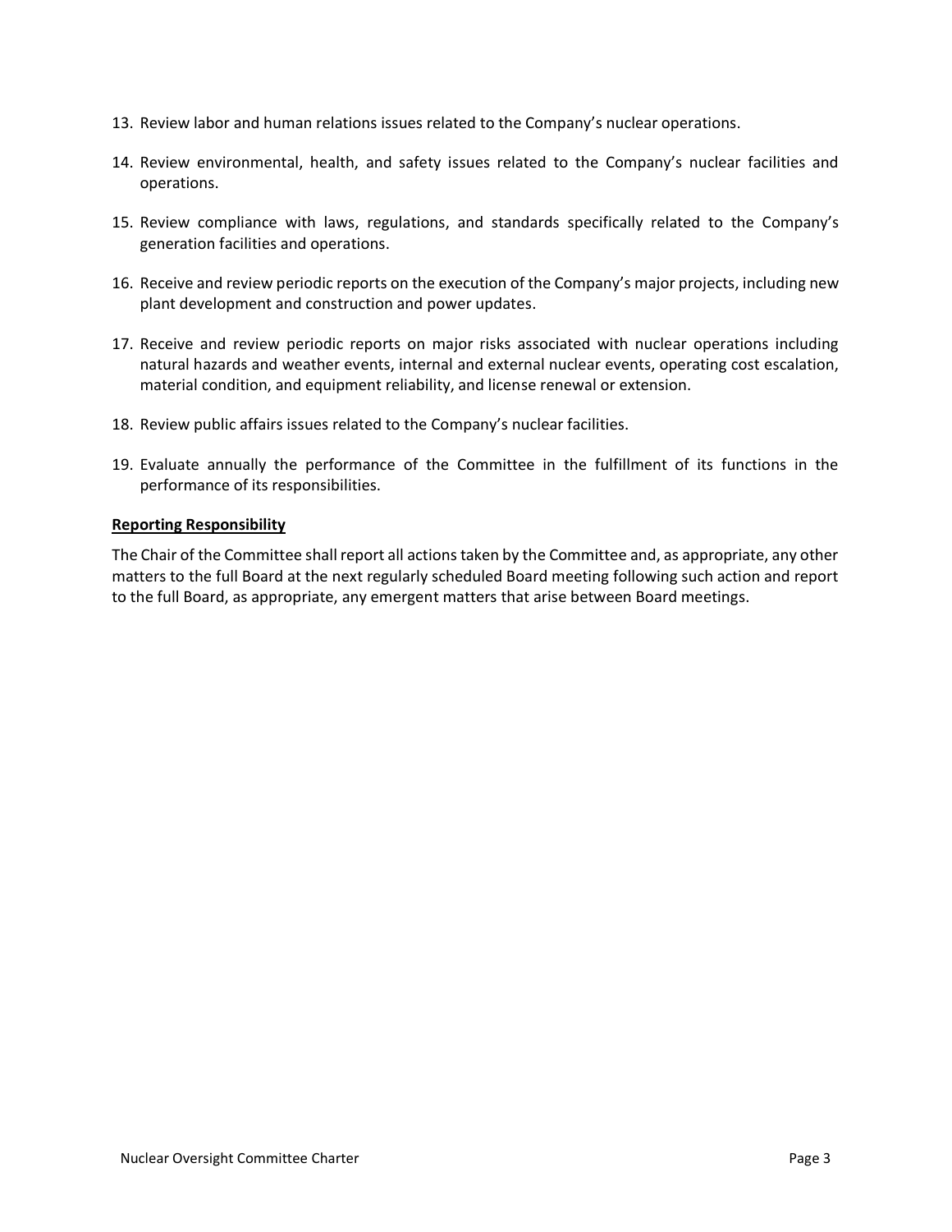13. Review labor and human relations issues related to the Company's nuclear operations.

14. Review environmental, health, and safety issues related to the Company's nuclear facilities and operations.

15. Review compliance with laws, regulations, and standards specifically related to the Company's generation facilities and operations.

16. Receive and review periodic reports on the execution of the Company's major projects, including new plant development and construction and power updates.

17. Receive and review periodic reports on major risks associated with nuclear operations including natural hazards and weather events, internal and external nuclear events, operating cost escalation, material condition, and equipment reliability, and license renewal or extension.

18. Review public affairs issues related to the Company's nuclear facilities.

19. Evaluate annually the performance of the Committee in the fulfillment of its functions in the performance of its responsibilities.

**Reporting Responsibility**

The Chair of the Committee shall report all actions taken by the Committee and, as appropriate, any other matters to the full Board at the next regularly scheduled Board meeting following such action and report to the full Board, as appropriate, any emergent matters that arise between Board meetings.